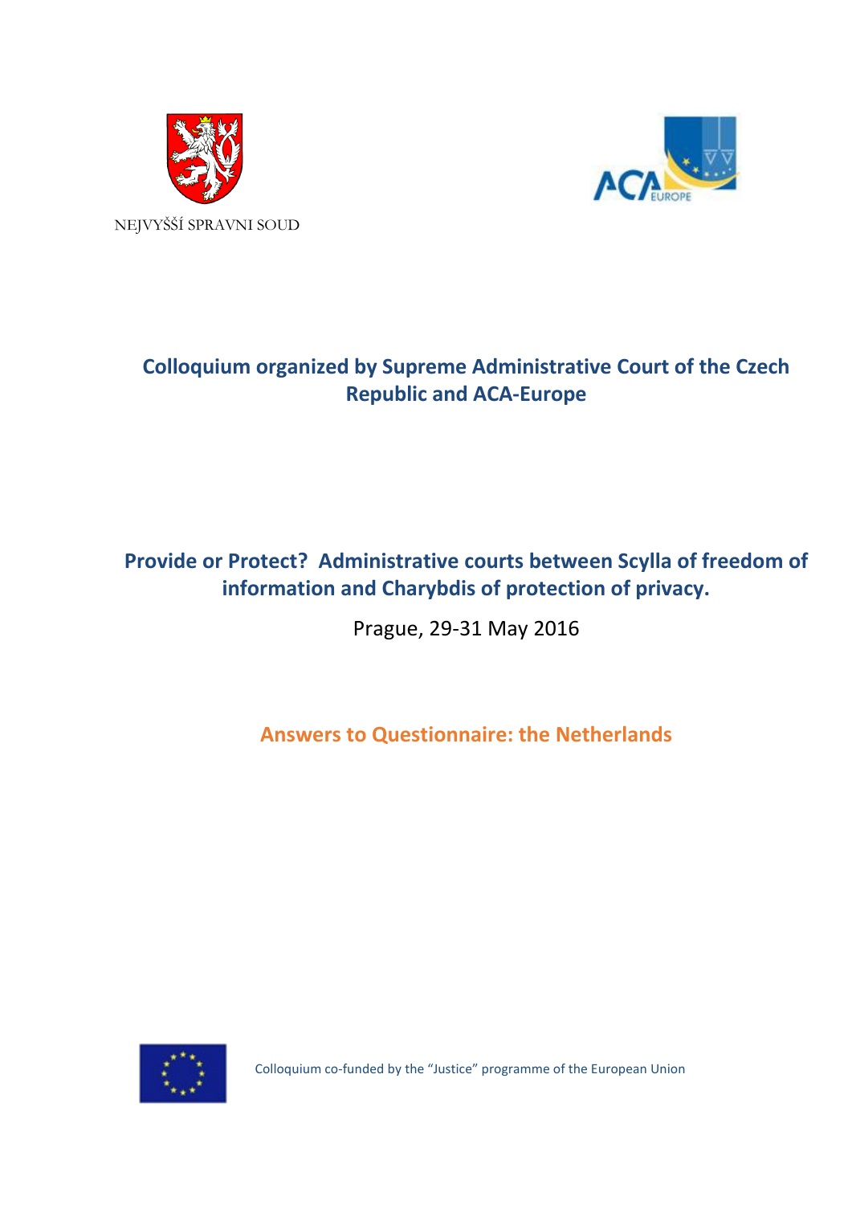NEJVYŠŠÍ SPRAVNI SOUD

**Colloquium organized by Supreme Administrative Court of the Czech Republic and ACA-Europe**

# Provide or Protect? Administrative courts between Scylla of freedom of information and Charybdis of protection of privacy.

Prague, 29-31 May 2016

## Answers to Questionnaire: the Netherlands

Colloquium co-funded by the "Justice" programme of the European Union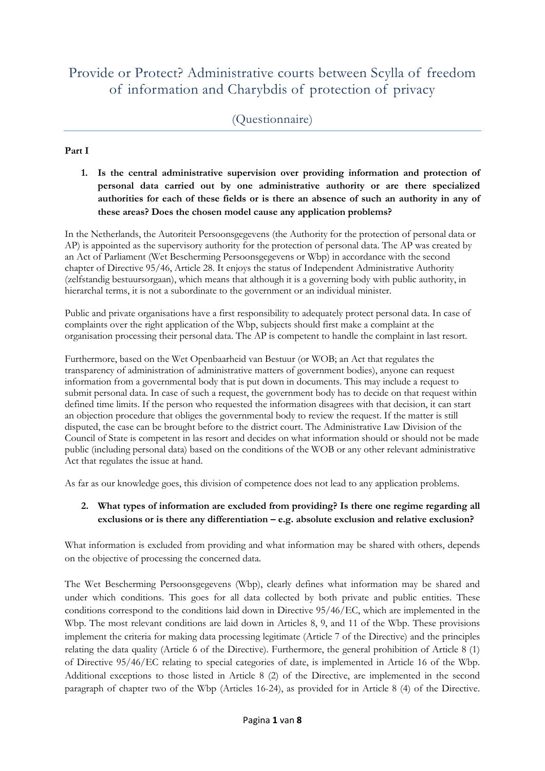# Provide or Protect? Administrative courts between Scylla of freedom of information and Charybdis of protection of privacy

## (Questionnaire)

### Part I

1. **Is the central administrative supervision over providing information and protection of personal data carried out by one administrative authority or are there specialized authorities for each of these fields or is there an absence of such an authority in any of these areas? Does the chosen model cause any application problems?**

In the Netherlands, the Autoriteit Persoonsgegevens (the Authority for the protection of personal data or AP) is appointed as the supervisory authority for the protection of personal data. The AP was created by an Act of Parliament (Wet Bescherming Persoonsgegevens or Wbp) in accordance with the second chapter of Directive 95/46, Article 28. It enjoys the status of Independent Administrative Authority (zelfstandig bestuursorgaan), which means that although it is a governing body with public authority, in hierarchal terms, it is not a subordinate to the government or an individual minister.

Public and private organisations have a first responsibility to adequately protect personal data. In case of complaints over the right application of the Wbp, subjects should first make a complaint at the organisation processing their personal data. The AP is competent to handle the complaint in last resort.

Furthermore, based on the Wet Openbaarheid van Bestuur (or WOB; an Act that regulates the transparency of administration of administrative matters of government bodies), anyone can request information from a governmental body that is put down in documents. This may include a request to submit personal data. In case of such a request, the government body has to decide on that request within defined time limits. If the person who requested the information disagrees with that decision, it can start an objection procedure that obliges the governmental body to review the request. If the matter is still disputed, the case can be brought before to the district court. The Administrative Law Division of the Council of State is competent in las resort and decides on what information should or should not be made public (including personal data) based on the conditions of the WOB or any other relevant administrative Act that regulates the issue at hand.

As far as our knowledge goes, this division of competence does not lead to any application problems.

2. **What types of information are excluded from providing? Is there one regime regarding all exclusions or is there any differentiation – e.g. absolute exclusion and relative exclusion?**

What information is excluded from providing and what information may be shared with others, depends on the objective of processing the concerned data.

The Wet Bescherming Persoonsgegevens (Wbp), clearly defines what information may be shared and under which conditions. This goes for all data collected by both private and public entities. These conditions correspond to the conditions laid down in Directive 95/46/EC, which are implemented in the Wbp. The most relevant conditions are laid down in Articles 8, 9, and 11 of the Wbp. These provisions implement the criteria for making data processing legitimate (Article 7 of the Directive) and the principles relating the data quality (Article 6 of the Directive). Furthermore, the general prohibition of Article 8 (1) of Directive 95/46/EC relating to special categories of date, is implemented in Article 16 of the Wbp. Additional exceptions to those listed in Article 8 (2) of the Directive, are implemented in the second paragraph of chapter two of the Wbp (Articles 16-24), as provided for in Article 8 (4) of the Directive.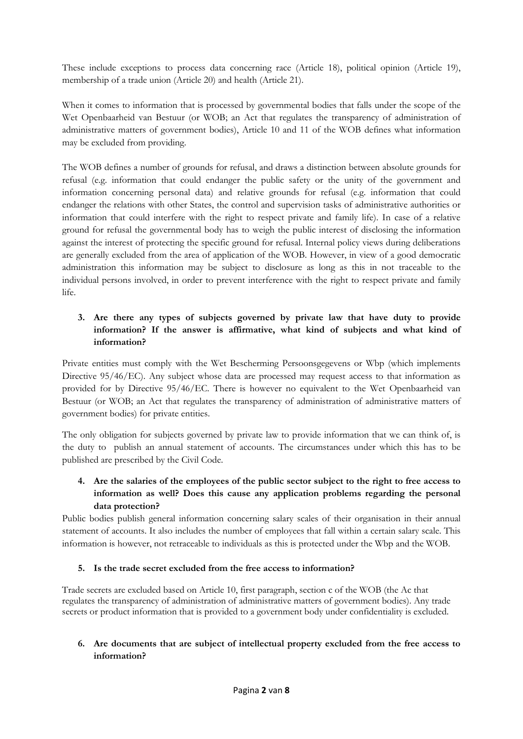These include exceptions to process data concerning race (Article 18), political opinion (Article 19), membership of a trade union (Article 20) and health (Article 21).

When it comes to information that is processed by governmental bodies that falls under the scope of the Wet Openbaarheid van Bestuur (or WOB; an Act that regulates the transparency of administration of administrative matters of government bodies), Article 10 and 11 of the WOB defines what information may be excluded from providing.

The WOB defines a number of grounds for refusal, and draws a distinction between absolute grounds for refusal (e.g. information that could endanger the public safety or the unity of the government and information concerning personal data) and relative grounds for refusal (e.g. information that could endanger the relations with other States, the control and supervision tasks of administrative authorities or information that could interfere with the right to respect private and family life). In case of a relative ground for refusal the governmental body has to weigh the public interest of disclosing the information against the interest of protecting the specific ground for refusal. Internal policy views during deliberations are generally excluded from the area of application of the WOB. However, in view of a good democratic administration this information may be subject to disclosure as long as this in not traceable to the individual persons involved, in order to prevent interference with the right to respect private and family life.

### 3. Are there any types of subjects governed by private law that have duty to provide information? If the answer is affirmative, what kind of subjects and what kind of information?

Private entities must comply with the Wet Bescherming Persoonsgegevens or Wbp (which implements Directive 95/46/EC). Any subject whose data are processed may request access to that information as provided for by Directive 95/46/EC. There is however no equivalent to the Wet Openbaarheid van Bestuur (or WOB; an Act that regulates the transparency of administration of administrative matters of government bodies) for private entities.

The only obligation for subjects governed by private law to provide information that we can think of, is the duty to publish an annual statement of accounts. The circumstances under which this has to be published are prescribed by the Civil Code.

### 4. Are the salaries of the employees of the public sector subject to the right to free access to information as well? Does this cause any application problems regarding the personal data protection?

Public bodies publish general information concerning salary scales of their organisation in their annual statement of accounts. It also includes the number of employees that fall within a certain salary scale. This information is however, not retraceable to individuals as this is protected under the Wbp and the WOB.

### 5. Is the trade secret excluded from the free access to information?

Trade secrets are excluded based on Article 10, first paragraph, section c of the WOB (the Ac that regulates the transparency of administration of administrative matters of government bodies). Any trade secrets or product information that is provided to a government body under confidentiality is excluded.

### 6. Are documents that are subject of intellectual property excluded from the free access to information?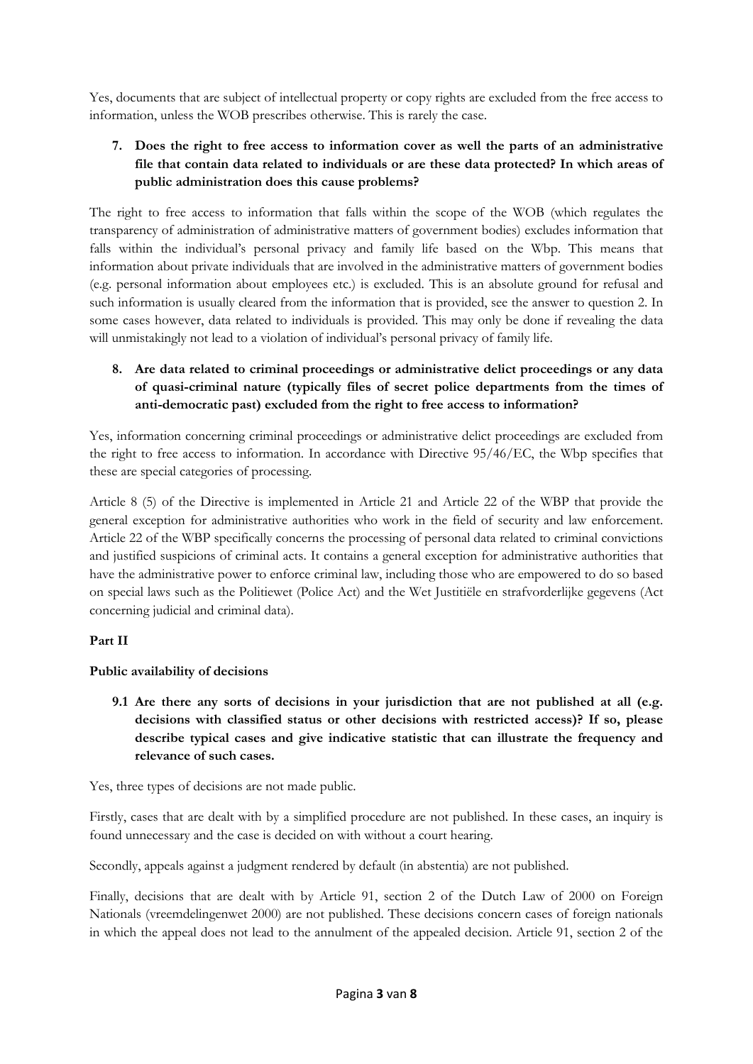Yes, documents that are subject of intellectual property or copy rights are excluded from the free access to information, unless the WOB prescribes otherwise. This is rarely the case.

**7. Does the right to free access to information cover as well the parts of an administrative file that contain data related to individuals or are these data protected? In which areas of public administration does this cause problems?**

The right to free access to information that falls within the scope of the WOB (which regulates the transparency of administration of administrative matters of government bodies) excludes information that falls within the individual's personal privacy and family life based on the Wbp. This means that information about private individuals that are involved in the administrative matters of government bodies (e.g. personal information about employees etc.) is excluded. This is an absolute ground for refusal and such information is usually cleared from the information that is provided, see the answer to question 2. In some cases however, data related to individuals is provided. This may only be done if revealing the data will unmistakingly not lead to a violation of individual's personal privacy of family life.

**8. Are data related to criminal proceedings or administrative delict proceedings or any data of quasi-criminal nature (typically files of secret police departments from the times of anti-democratic past) excluded from the right to free access to information?**

Yes, information concerning criminal proceedings or administrative delict proceedings are excluded from the right to free access to information. In accordance with Directive 95/46/EC, the Wbp specifies that these are special categories of processing.

Article 8 (5) of the Directive is implemented in Article 21 and Article 22 of the WBP that provide the general exception for administrative authorities who work in the field of security and law enforcement. Article 22 of the WBP specifically concerns the processing of personal data related to criminal convictions and justified suspicions of criminal acts. It contains a general exception for administrative authorities that have the administrative power to enforce criminal law, including those who are empowered to do so based on special laws such as the Politiewet (Police Act) and the Wet Justitiële en strafvorderlijke gegevens (Act concerning judicial and criminal data).

**Part II**

**Public availability of decisions**

**9.1 Are there any sorts of decisions in your jurisdiction that are not published at all (e.g. decisions with classified status or other decisions with restricted access)? If so, please describe typical cases and give indicative statistic that can illustrate the frequency and relevance of such cases.**

Yes, three types of decisions are not made public.

Firstly, cases that are dealt with by a simplified procedure are not published. In these cases, an inquiry is found unnecessary and the case is decided on with without a court hearing.

Secondly, appeals against a judgment rendered by default (in abstentia) are not published.

Finally, decisions that are dealt with by Article 91, section 2 of the Dutch Law of 2000 on Foreign Nationals (vreemdelingenwet 2000) are not published. These decisions concern cases of foreign nationals in which the appeal does not lead to the annulment of the appealed decision. Article 91, section 2 of the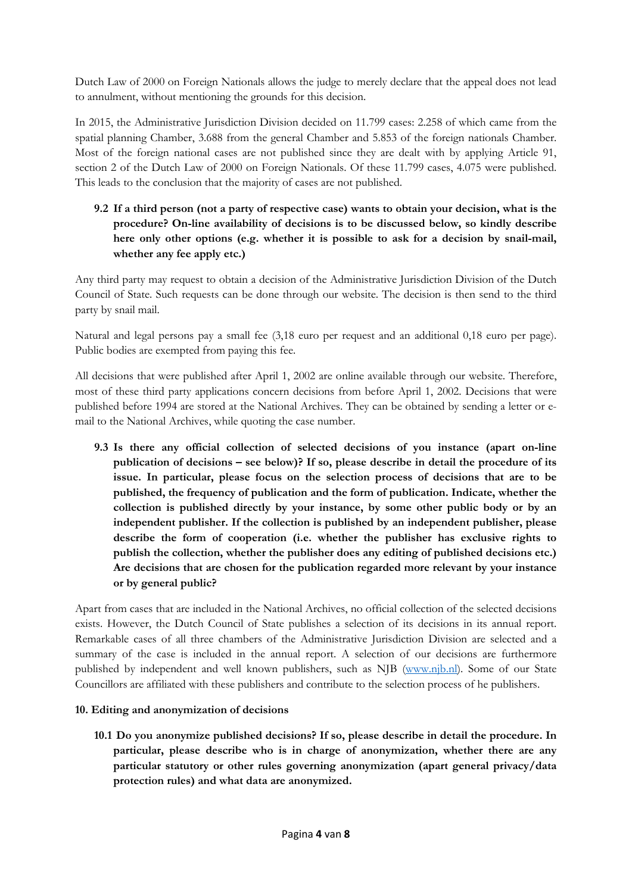Dutch Law of 2000 on Foreign Nationals allows the judge to merely declare that the appeal does not lead to annulment, without mentioning the grounds for this decision.

In 2015, the Administrative Jurisdiction Division decided on 11.799 cases: 2.258 of which came from the spatial planning Chamber, 3.688 from the general Chamber and 5.853 of the foreign nationals Chamber. Most of the foreign national cases are not published since they are dealt with by applying Article 91, section 2 of the Dutch Law of 2000 on Foreign Nationals. Of these 11.799 cases, 4.075 were published. This leads to the conclusion that the majority of cases are not published.

**9.2 If a third person (not a party of respective case) wants to obtain your decision, what is the procedure? On-line availability of decisions is to be discussed below, so kindly describe here only other options (e.g. whether it is possible to ask for a decision by snail-mail, whether any fee apply etc.)**

Any third party may request to obtain a decision of the Administrative Jurisdiction Division of the Dutch Council of State. Such requests can be done through our website. The decision is then send to the third party by snail mail.

Natural and legal persons pay a small fee (3,18 euro per request and an additional 0,18 euro per page). Public bodies are exempted from paying this fee.

All decisions that were published after April 1, 2002 are online available through our website. Therefore, most of these third party applications concern decisions from before April 1, 2002. Decisions that were published before 1994 are stored at the National Archives. They can be obtained by sending a letter or e-mail to the National Archives, while quoting the case number.

**9.3 Is there any official collection of selected decisions of you instance (apart on-line publication of decisions – see below)? If so, please describe in detail the procedure of its issue. In particular, please focus on the selection process of decisions that are to be published, the frequency of publication and the form of publication. Indicate, whether the collection is published directly by your instance, by some other public body or by an independent publisher. If the collection is published by an independent publisher, please describe the form of cooperation (i.e. whether the publisher has exclusive rights to publish the collection, whether the publisher does any editing of published decisions etc.) Are decisions that are chosen for the publication regarded more relevant by your instance or by general public?**

Apart from cases that are included in the National Archives, no official collection of the selected decisions exists. However, the Dutch Council of State publishes a selection of its decisions in its annual report. Remarkable cases of all three chambers of the Administrative Jurisdiction Division are selected and a summary of the case is included in the annual report. A selection of our decisions are furthermore published by independent and well known publishers, such as NJB (www.njb.nl). Some of our State Councillors are affiliated with these publishers and contribute to the selection process of he publishers.

## 10. Editing and anonymization of decisions

**10.1 Do you anonymize published decisions? If so, please describe in detail the procedure. In particular, please describe who is in charge of anonymization, whether there are any particular statutory or other rules governing anonymization (apart general privacy/data protection rules) and what data are anonymized.**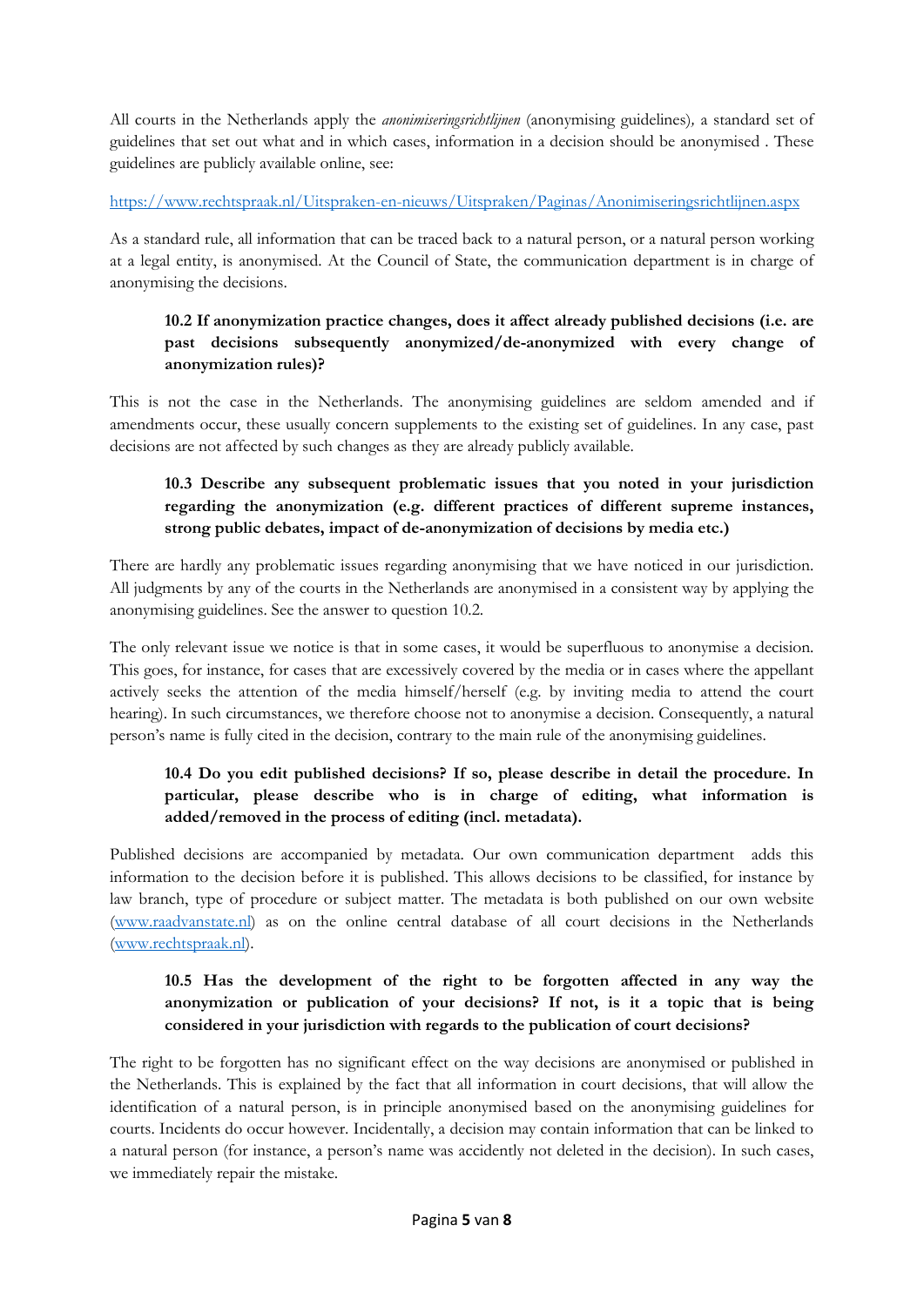All courts in the Netherlands apply the *anonimiseringsrichtlijnen* (anonymising guidelines), a standard set of guidelines that set out what and in which cases, information in a decision should be anonymised . These guidelines are publicly available online, see:

https://www.rechtspraak.nl/Uitspraken-en-nieuws/Uitspraken/Paginas/Anonimiseringsrichtlijnen.aspx

As a standard rule, all information that can be traced back to a natural person, or a natural person working at a legal entity, is anonymised. At the Council of State, the communication department is in charge of anonymising the decisions.

> **10.2 If anonymization practice changes, does it affect already published decisions (i.e. are past decisions subsequently anonymized/de-anonymized with every change of anonymization rules)?**

This is not the case in the Netherlands. The anonymising guidelines are seldom amended and if amendments occur, these usually concern supplements to the existing set of guidelines. In any case, past decisions are not affected by such changes as they are already publicly available.

> **10.3 Describe any subsequent problematic issues that you noted in your jurisdiction regarding the anonymization (e.g. different practices of different supreme instances, strong public debates, impact of de-anonymization of decisions by media etc.)**

There are hardly any problematic issues regarding anonymising that we have noticed in our jurisdiction. All judgments by any of the courts in the Netherlands are anonymised in a consistent way by applying the anonymising guidelines. See the answer to question 10.2.

The only relevant issue we notice is that in some cases, it would be superfluous to anonymise a decision. This goes, for instance, for cases that are excessively covered by the media or in cases where the appellant actively seeks the attention of the media himself/herself (e.g. by inviting media to attend the court hearing). In such circumstances, we therefore choose not to anonymise a decision. Consequently, a natural person's name is fully cited in the decision, contrary to the main rule of the anonymising guidelines.

> **10.4 Do you edit published decisions? If so, please describe in detail the procedure. In particular, please describe who is in charge of editing, what information is added/removed in the process of editing (incl. metadata).**

Published decisions are accompanied by metadata. Our own communication department adds this information to the decision before it is published. This allows decisions to be classified, for instance by law branch, type of procedure or subject matter. The metadata is both published on our own website (www.raadvanstate.nl) as on the online central database of all court decisions in the Netherlands (www.rechtspraak.nl).

> **10.5 Has the development of the right to be forgotten affected in any way the anonymization or publication of your decisions? If not, is it a topic that is being considered in your jurisdiction with regards to the publication of court decisions?**

The right to be forgotten has no significant effect on the way decisions are anonymised or published in the Netherlands. This is explained by the fact that all information in court decisions, that will allow the identification of a natural person, is in principle anonymised based on the anonymising guidelines for courts. Incidents do occur however. Incidentally, a decision may contain information that can be linked to a natural person (for instance, a person's name was accidently not deleted in the decision). In such cases, we immediately repair the mistake.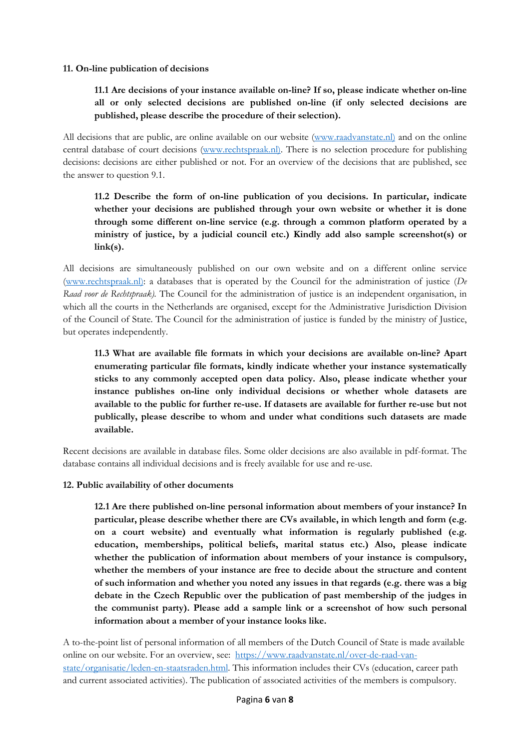## 11. On-line publication of decisions

**11.1 Are decisions of your instance available on-line? If so, please indicate whether on-line all or only selected decisions are published on-line (if only selected decisions are published, please describe the procedure of their selection).**

All decisions that are public, are online available on our website (www.raadvanstate.nl) and on the online central database of court decisions (www.rechtspraak.nl). There is no selection procedure for publishing decisions: decisions are either published or not. For an overview of the decisions that are published, see the answer to question 9.1.

**11.2 Describe the form of on-line publication of you decisions. In particular, indicate whether your decisions are published through your own website or whether it is done through some different on-line service (e.g. through a common platform operated by a ministry of justice, by a judicial council etc.) Kindly add also sample screenshot(s) or link(s).**

All decisions are simultaneously published on our own website and on a different online service (www.rechtspraak.nl): a databases that is operated by the Council for the administration of justice (*De Raad voor de Rechtspraak).* The Council for the administration of justice is an independent organisation, in which all the courts in the Netherlands are organised, except for the Administrative Jurisdiction Division of the Council of State. The Council for the administration of justice is funded by the ministry of Justice, but operates independently.

**11.3 What are available file formats in which your decisions are available on-line? Apart enumerating particular file formats, kindly indicate whether your instance systematically sticks to any commonly accepted open data policy. Also, please indicate whether your instance publishes on-line only individual decisions or whether whole datasets are available to the public for further re-use. If datasets are available for further re-use but not publically, please describe to whom and under what conditions such datasets are made available.**

Recent decisions are available in database files. Some older decisions are also available in pdf-format. The database contains all individual decisions and is freely available for use and re-use.

## 12. Public availability of other documents

**12.1 Are there published on-line personal information about members of your instance? In particular, please describe whether there are CVs available, in which length and form (e.g. on a court website) and eventually what information is regularly published (e.g. education, memberships, political beliefs, marital status etc.) Also, please indicate whether the publication of information about members of your instance is compulsory, whether the members of your instance are free to decide about the structure and content of such information and whether you noted any issues in that regards (e.g. there was a big debate in the Czech Republic over the publication of past membership of the judges in the communist party). Please add a sample link or a screenshot of how such personal information about a member of your instance looks like.**

A to-the-point list of personal information of all members of the Dutch Council of State is made available online on our website. For an overview, see: https://www.raadvanstate.nl/over-de-raad-van-state/organisatie/leden-en-staatsraden.html. This information includes their CVs (education, career path and current associated activities). The publication of associated activities of the members is compulsory.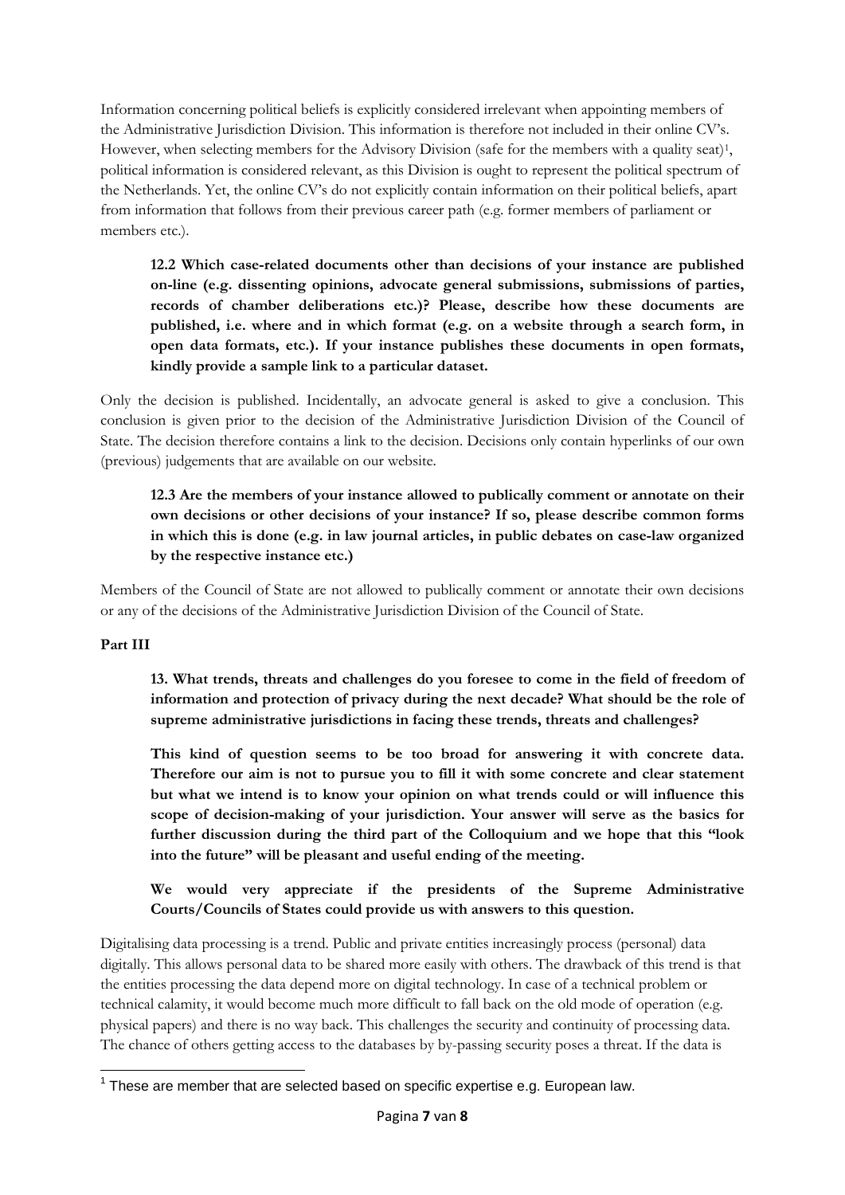Information concerning political beliefs is explicitly considered irrelevant when appointing members of the Administrative Jurisdiction Division. This information is therefore not included in their online CV's. However, when selecting members for the Advisory Division (safe for the members with a quality seat)[1], political information is considered relevant, as this Division is ought to represent the political spectrum of the Netherlands. Yet, the online CV's do not explicitly contain information on their political beliefs, apart from information that follows from their previous career path (e.g. former members of parliament or members etc.).

> **12.2 Which case-related documents other than decisions of your instance are published on-line (e.g. dissenting opinions, advocate general submissions, submissions of parties, records of chamber deliberations etc.)? Please, describe how these documents are published, i.e. where and in which format (e.g. on a website through a search form, in open data formats, etc.). If your instance publishes these documents in open formats, kindly provide a sample link to a particular dataset.**

Only the decision is published. Incidentally, an advocate general is asked to give a conclusion. This conclusion is given prior to the decision of the Administrative Jurisdiction Division of the Council of State. The decision therefore contains a link to the decision. Decisions only contain hyperlinks of our own (previous) judgements that are available on our website.

> **12.3 Are the members of your instance allowed to publically comment or annotate on their own decisions or other decisions of your instance? If so, please describe common forms in which this is done (e.g. in law journal articles, in public debates on case-law organized by the respective instance etc.)**

Members of the Council of State are not allowed to publically comment or annotate their own decisions or any of the decisions of the Administrative Jurisdiction Division of the Council of State.

**Part III**

> **13. What trends, threats and challenges do you foresee to come in the field of freedom of information and protection of privacy during the next decade? What should be the role of supreme administrative jurisdictions in facing these trends, threats and challenges?**
>
> **This kind of question seems to be too broad for answering it with concrete data. Therefore our aim is not to pursue you to fill it with some concrete and clear statement but what we intend is to know your opinion on what trends could or will influence this scope of decision-making of your jurisdiction. Your answer will serve as the basics for further discussion during the third part of the Colloquium and we hope that this "look into the future" will be pleasant and useful ending of the meeting.**
>
> **We would very appreciate if the presidents of the Supreme Administrative Courts/Councils of States could provide us with answers to this question.**

Digitalising data processing is a trend. Public and private entities increasingly process (personal) data digitally. This allows personal data to be shared more easily with others. The drawback of this trend is that the entities processing the data depend more on digital technology. In case of a technical problem or technical calamity, it would become much more difficult to fall back on the old mode of operation (e.g. physical papers) and there is no way back. This challenges the security and continuity of processing data. The chance of others getting access to the databases by by-passing security poses a threat. If the data is

---

[1] These are member that are selected based on specific expertise e.g. European law.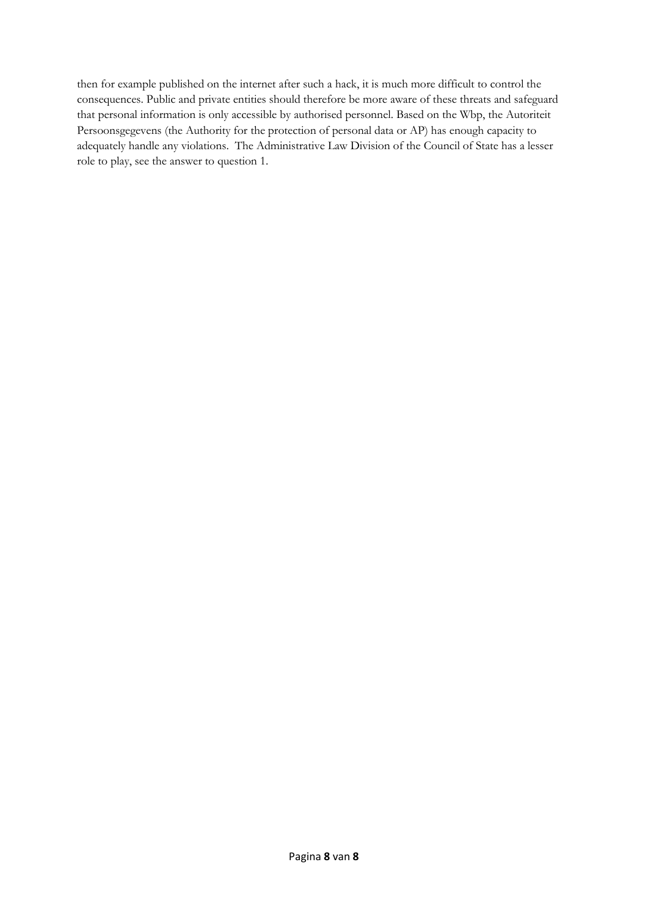then for example published on the internet after such a hack, it is much more difficult to control the consequences. Public and private entities should therefore be more aware of these threats and safeguard that personal information is only accessible by authorised personnel. Based on the Wbp, the Autoriteit Persoonsgegevens (the Authority for the protection of personal data or AP) has enough capacity to adequately handle any violations. The Administrative Law Division of the Council of State has a lesser role to play, see the answer to question 1.